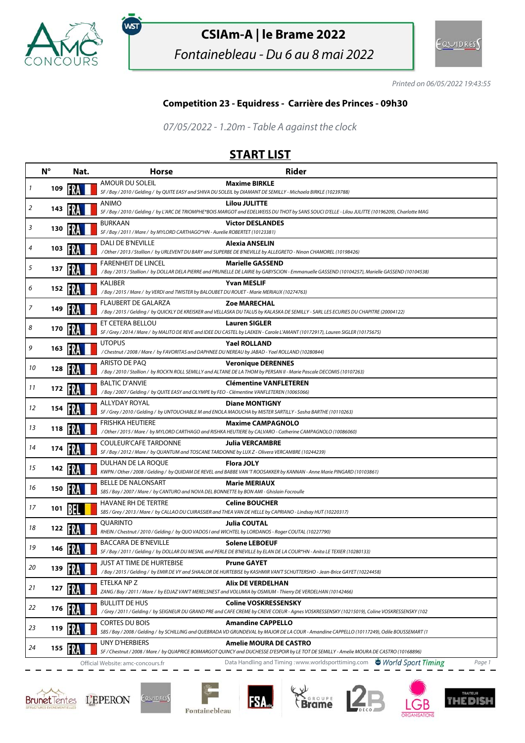# CSIAm-A | le Brame 2022

*Fontainebleau - Du 6 au 8 mai 2022*

*Printed on 06/05/2022 19:43:55*

## Competition 23 - Equidress - Carrière des Princes - 09h30

*07/05/2022 - 1.20m - Table A against the clock*

## START LIST

| | N° | Nat. | Horse | Rider |
|---|---|---|---|---|
| 1 | 109 | FRA | AMOUR DU SOLEIL<br>SF / Bay / 2010 / Gelding / by QUITE EASY and SHIVA DU SOLEIL by DIAMANT DE SEMILLY - Michaela BIRKLE (10239788) | **Maxime BIRKLE** |
| 2 | 143 | FRA | ANIMO<br>SF / Bay / 2010 / Gelding / by L'ARC DE TRIOMPHE*BOIS MARGOT and EDELWEISS DU THOT by SANS SOUCI D'ELLE - Lilou JULITTE (10196209), Charlotte MAG | **Lilou JULITTE** |
| 3 | 130 | FRA | BURKAAN<br>SF / Bay / 2011 / Mare / by MYLORD CARTHAGO*HN - Aurelie ROBERTET (10123381) | **Victor DESLANDES** |
| 4 | 103 | FRA | DALI DE B'NEVILLE<br>/ Other / 2013 / Stallion / by URLEVENT DU BARY and SUPERBE DE B'NEVILLE by ALLEGRETO - Ninon CHAMOREL (10198426) | **Alexia ANSELIN** |
| 5 | 137 | FRA | FARENHEIT DE LINCEL<br>/ Bay / 2015 / Stallion / by DOLLAR DELA PIERRE and PRUNELLE DE LAIRIE by GABYSCION - Emmanuelle GASSEND (10104257), Marielle GASSEND (10104538) | **Marielle GASSEND** |
| 6 | 152 | FRA | KALIBER<br>/ Bay / 2015 / Mare / by VERDI and TWISTER by BALOUBET DU ROUET - Marie MERIAUX (10274763) | **Yvan MESLIF** |
| 7 | 149 | FRA | FLAUBERT DE GALARZA<br>/ Bay / 2015 / Gelding / by QUICKLY DE KREISKER and VELLASKA DU TALUS by KALASKA DE SEMILLY - SARL LES ECURIES DU CHAPITRE (20004122) | **Zoe MARECHAL** |
| 8 | 170 | FRA | ET CETERA BELLOU<br>SF / Grey / 2014 / Mare / by MALITO DE REVE and IDEE DU CASTEL by LAEKEN - Carole L'AMANT (10172917), Lauren SIGLER (10175675) | **Lauren SIGLER** |
| 9 | 163 | FRA | UTOPUS<br>/ Chestnut / 2008 / Mare / by FAVORITAS and DAPHNEE DU NEREAU by JABAD - Yael ROLLAND (10280844) | **Yael ROLLAND** |
| 10 | 128 | FRA | ARISTO DE PAQ<br>/ Bay / 2010 / Stallion / by ROCK'N ROLL SEMILLY and ALTANE DE LA THOM by PERSAN II - Marie Pascale DECOMIS (10107263) | **Veronique DERENNES** |
| 11 | 172 | FRA | BALTIC D'ANVIE<br>/ Bay / 2007 / Gelding / by QUITE EASY and OLYMPE by FEO - Clémentine VANFLETEREN (10065066) | **Clémentine VANFLETEREN** |
| 12 | 154 | FRA | ALLYDAY ROYAL<br>SF / Grey / 2010 / Gelding / by UNTOUCHABLE M and ENOLA MAOUCHA by MISTER SARTILLY - Sasha BARTHE (10110263) | **Diane MONTIGNY** |
| 13 | 118 | FRA | FRISHKA HEUTIERE<br>/ Other / 2015 / Mare / by MYLORD CARTHAGO and RISHKA HEUTIERE by CALVARO - Catherine CAMPAGNOLO (10086060) | **Maxime CAMPAGNOLO** |
| 14 | 174 | FRA | COULEUR'CAFE TARDONNE<br>SF / Bay / 2012 / Mare / by QUANTUM and TOSCANE TARDONNE by LUX Z - Olivera VERCAMBRE (10244239) | **Julia VERCAMBRE** |
| 15 | 142 | FRA | DULHAN DE LA ROQUE<br>KWPN / Other / 2008 / Gelding / by QUIDAM DE REVEL and BABBE VAN 'T ROOSAKKER by KANNAN - Anne Marie PINGARD (10103861) | **Flora JOLY** |
| 16 | 150 | FRA | BELLE DE NALONSART<br>SBS / Bay / 2007 / Mare / by CANTURO and NOVA DEL BONNETTE by BON AMI - Ghislain Focroulle | **Marie MERIAUX** |
| 17 | 101 | BEL | HAVANE RH DE TERTRE<br>SBS / Grey / 2013 / Mare / by CALLAO DU CUIRASSIER and THEA VAN DE HELLE by CAPRIANO - Lindsay HUT (10220317) | **Celine BOUCHER** |
| 18 | 122 | FRA | QUARINTO<br>RHEIN / Chestnut / 2010 / Gelding / by QUO VADOS I and WICHTEL by LORDANOS - Roger COUTAL (10227790) | **Julia COUTAL** |
| 19 | 146 | FRA | BACCARA DE B'NEVILLE<br>SF / Bay / 2011 / Gelding / by DOLLAR DU MESNIL and PERLE DE B'NEVILLE by ELAN DE LA COUR*HN - Anita LE TEXIER (10280133) | **Solene LEBOEUF** |
| 20 | 139 | FRA | JUST AT TIME DE HURTEBISE<br>/ Bay / 2015 / Gelding / by EMIR DE VY and SHAALOR DE HURTEBISE by KASHMIR VAN'T SCHUTTERSHO - Jean-Brice GAYET (10224458) | **Prune GAYET** |
| 21 | 127 | FRA | ETELKA NP Z<br>ZANG / Bay / 2011 / Mare / by EDJAZ VAN'T MERELSNEST and VOLUMIA by OSMIUM - Thierry DE VERDELHAN (10142466) | **Alix DE VERDELHAN** |
| 22 | 176 | FRA | BULLITT DE HUS<br>/ Grey / 2011 / Gelding / by SEIGNEUR DU GRAND PRE and CAFE CREME by CREVE COEUR - Agnes VOSKRESSENSKY (10215019), Coline VOSKRESSENSKY (102 | **Coline VOSKRESSENSKY** |
| 23 | 119 | FRA | CORTES DU BOIS<br>SBS / Bay / 2008 / Gelding / by SCHILLING and QUEBRADA VD GRUNDEVAL by MAJOR DE LA COUR - Amandine CAPPELLO (10117249), Odile BOUSSEMART (1 | **Amandine CAPPELLO** |
| 24 | 155 | FRA | UNY D'HERBIERS<br>SF / Chestnut / 2008 / Mare / by QUAPRICE BOIMARGOT QUINCY and DUCHESSE D'ESPOIR by LE TOT DE SEMILLY - Amelie MOURA DE CASTRO (10168896) | **Amelie MOURA DE CASTRO** |

Official Website: amc-concours.fr — Data Handling and Timing : www.worldsporttiming.com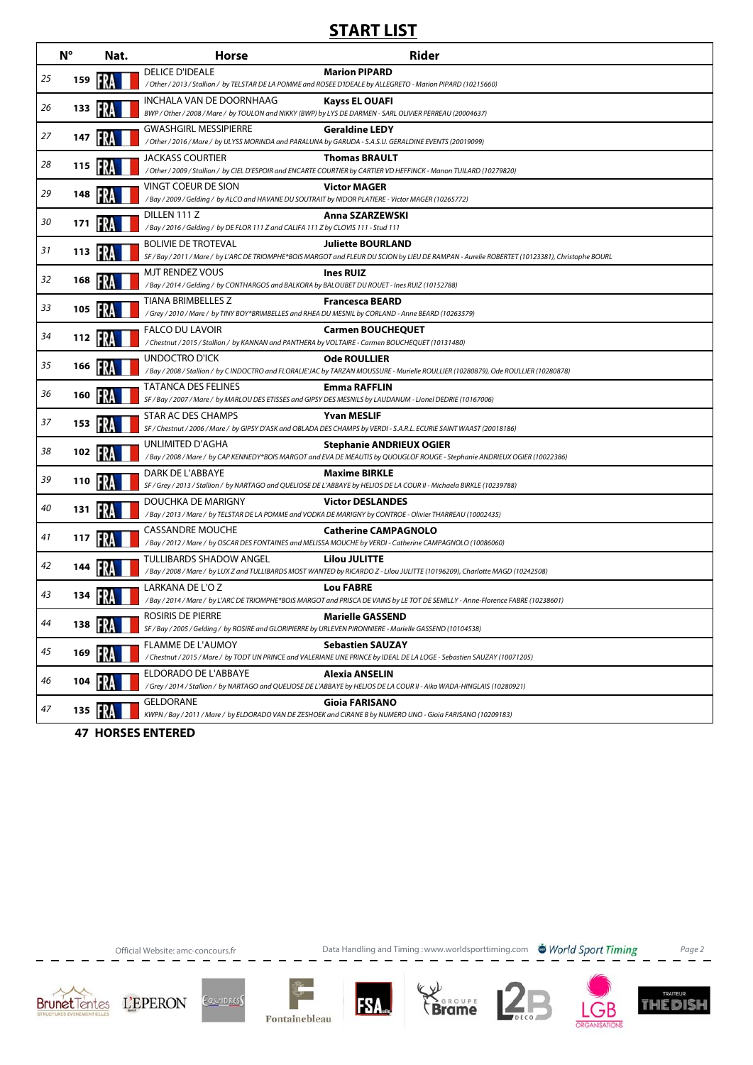## START LIST

| | N° | Nat. | Horse | Rider |
|---|---|---|---|---|
| 25 | 159 | FRA | DELICE D'IDEALE<br>/ Other / 2013 / Stallion / by TELSTAR DE LA POMME and ROSEE D'IDEALE by ALLEGRETO - Marion PIPARD (10215660) | **Marion PIPARD** |
| 26 | 133 | FRA | INCHALA VAN DE DOORNHAAG<br>BWP / Other / 2008 / Mare / by TOULON and NIKKY (BWP) by LYS DE DARMEN - SARL OLIVIER PERREAU (20004637) | **Kayss EL OUAFI** |
| 27 | 147 | FRA | GWASHGIRL MESSIPIERRE<br>/ Other / 2016 / Mare / by ULYSS MORINDA and PARALUNA by GARUDA - S.A.S.U. GERALDINE EVENTS (20019099) | **Geraldine LEDY** |
| 28 | 115 | FRA | JACKASS COURTIER<br>/ Other / 2009 / Stallion / by CIEL D'ESPOIR and ENCARTE COURTIER by CARTIER VD HEFFINCK - Manon TUILARD (10279820) | **Thomas BRAULT** |
| 29 | 148 | FRA | VINGT COEUR DE SION<br>/ Bay / 2009 / Gelding / by ALCO and HAVANE DU SOUTRAIT by NIDOR PLATIERE - Victor MAGER (10265772) | **Victor MAGER** |
| 30 | 171 | FRA | DILLEN 111 Z<br>/ Bay / 2016 / Gelding / by DE FLOR 111 Z and CALIFA 111 Z by CLOVIS 111 - Stud 111 | **Anna SZARZEWSKI** |
| 31 | 113 | FRA | BOLIVIE DE TROTEVAL<br>SF / Bay / 2011 / Mare / by L'ARC DE TRIOMPHE*BOIS MARGOT and FLEUR DU SCION by LIEU DE RAMPAN - Aurelie ROBERTET (10123381), Christophe BOURL | **Juliette BOURLAND** |
| 32 | 168 | FRA | MJT RENDEZ VOUS<br>/ Bay / 2014 / Gelding / by CONTHARGOS and BALKORA by BALOUBET DU ROUET - Ines RUIZ (10152788) | **Ines RUIZ** |
| 33 | 105 | FRA | TIANA BRIMBELLES Z<br>/ Grey / 2010 / Mare / by TINY BOY*BRIMBELLES and RHEA DU MESNIL by CORLAND - Anne BEARD (10263579) | **Francesca BEARD** |
| 34 | 112 | FRA | FALCO DU LAVOIR<br>/ Chestnut / 2015 / Stallion / by KANNAN and PANTHERA by VOLTAIRE - Carmen BOUCHEQUET (10131480) | **Carmen BOUCHEQUET** |
| 35 | 166 | FRA | UNDOCTRO D'ICK<br>/ Bay / 2008 / Stallion / by C INDOCTRO and FLORALIE'JAC by TARZAN MOUSSURE - Murielle ROULLIER (10280879), Ode ROULLIER (10280878) | **Ode ROULLIER** |
| 36 | 160 | FRA | TATANCA DES FELINES<br>SF / Bay / 2007 / Mare / by MARLOU DES ETISSES and GIPSY DES MESNILS by LAUDANUM - Lionel DEDRIE (10167006) | **Emma RAFFLIN** |
| 37 | 153 | FRA | STAR AC DES CHAMPS<br>SF / Chestnut / 2006 / Mare / by GIPSY D'ASK and OBLADA DES CHAMPS by VERDI - S.A.R.L. ECURIE SAINT WAAST (20018186) | **Yvan MESLIF** |
| 38 | 102 | FRA | UNLIMITED D'AGHA<br>/ Bay / 2008 / Mare / by CAP KENNEDY*BOIS MARGOT and EVA DE MEAUTIS by QUOUGLOF ROUGE - Stephanie ANDRIEUX OGIER (10022386) | **Stephanie ANDRIEUX OGIER** |
| 39 | 110 | FRA | DARK DE L'ABBAYE<br>SF / Grey / 2013 / Stallion / by NARTAGO and QUELIOSE DE L'ABBAYE by HELIOS DE LA COUR II - Michaela BIRKLE (10239788) | **Maxime BIRKLE** |
| 40 | 131 | FRA | DOUCHKA DE MARIGNY<br>/ Bay / 2013 / Mare / by TELSTAR DE LA POMME and VODKA DE MARIGNY by CONTROE - Olivier THARREAU (10002435) | **Victor DESLANDES** |
| 41 | 117 | FRA | CASSANDRE MOUCHE<br>/ Bay / 2012 / Mare / by OSCAR DES FONTAINES and MELISSA MOUCHE by VERDI - Catherine CAMPAGNOLO (10086060) | **Catherine CAMPAGNOLO** |
| 42 | 144 | FRA | TULLIBARDS SHADOW ANGEL<br>/ Bay / 2008 / Mare / by LUX Z and TULLIBARDS MOST WANTED by RICARDO Z - Lilou JULITTE (10196209), Charlotte MAGD (10242508) | **Lilou JULITTE** |
| 43 | 134 | FRA | LARKANA DE L'O Z<br>/ Bay / 2014 / Mare / by L'ARC DE TRIOMPHE*BOIS MARGOT and PRISCA DE VAINS by LE TOT DE SEMILLY - Anne-Florence FABRE (10238601) | **Lou FABRE** |
| 44 | 138 | FRA | ROSIRIS DE PIERRE<br>SF / Bay / 2005 / Gelding / by ROSIRE and GLORIPIERRE by URLEVEN PIRONNIERE - Marielle GASSEND (10104538) | **Marielle GASSEND** |
| 45 | 169 | FRA | FLAMME DE L'AUMOY<br>/ Chestnut / 2015 / Mare / by TODT UN PRINCE and VALERIANE UNE PRINCE by IDEAL DE LA LOGE - Sebastien SAUZAY (10071205) | **Sebastien SAUZAY** |
| 46 | 104 | FRA | ELDORADO DE L'ABBAYE<br>/ Grey / 2014 / Stallion / by NARTAGO and QUELIOSE DE L'ABBAYE by HELIOS DE LA COUR II - Alexia WADA-HINGLAIS (10280921) | **Alexia ANSELIN** |
| 47 | 135 | FRA | GELDORANE<br>KWPN / Bay / 2011 / Mare / by ELDORADO VAN DE ZESHOEK and CIRANE B by NUMERO UNO - Gioia FARISANO (10209183) | **Gioia FARISANO** |

**47 HORSES ENTERED**

Official Website: amc-concours.fr

Data Handling and Timing : www.worldsporttiming.com World Sport Timing